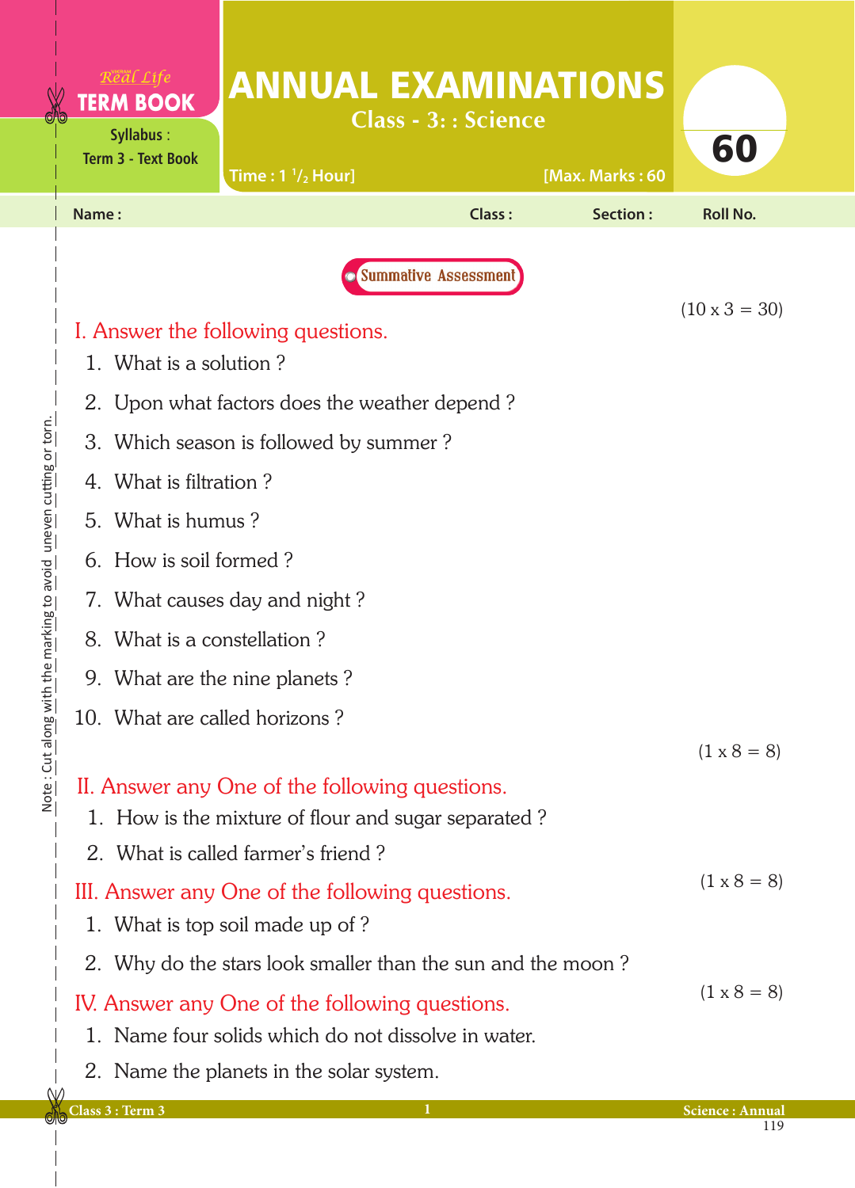Real Life **TERM BOOK**

Syllabus : Term 3 - Text Book

# ANNUAL EXAMINATIONS

## Class - 3: : Science

Time : 1 $^{1}/_{2}$ Hour] [Max. Marks : 60

**60**

Name : Class : Section : Roll No.

Summative Assessment

(10 x 3 = 30)

### I. Answer the following questions.

1. What is a solution ?
2. Upon what factors does the weather depend ?
3. Which season is followed by summer ?
4. What is filtration ?
5. What is humus ?
6. How is soil formed ?
7. What causes day and night ?
8. What is a constellation ?
9. What are the nine planets ?
10. What are called horizons ?

(1 x 8 = 8)

### II. Answer any One of the following questions.

1. How is the mixture of flour and sugar separated ?
2. What is called farmer's friend ?

(1 x 8 = 8)

### III. Answer any One of the following questions.

1. What is top soil made up of ?
2. Why do the stars look smaller than the sun and the moon ?

(1 x 8 = 8)

### IV. Answer any One of the following questions.

1. Name four solids which do not dissolve in water.
2. Name the planets in the solar system.

Note : Cut along with the marking to avoid uneven cutting or torn.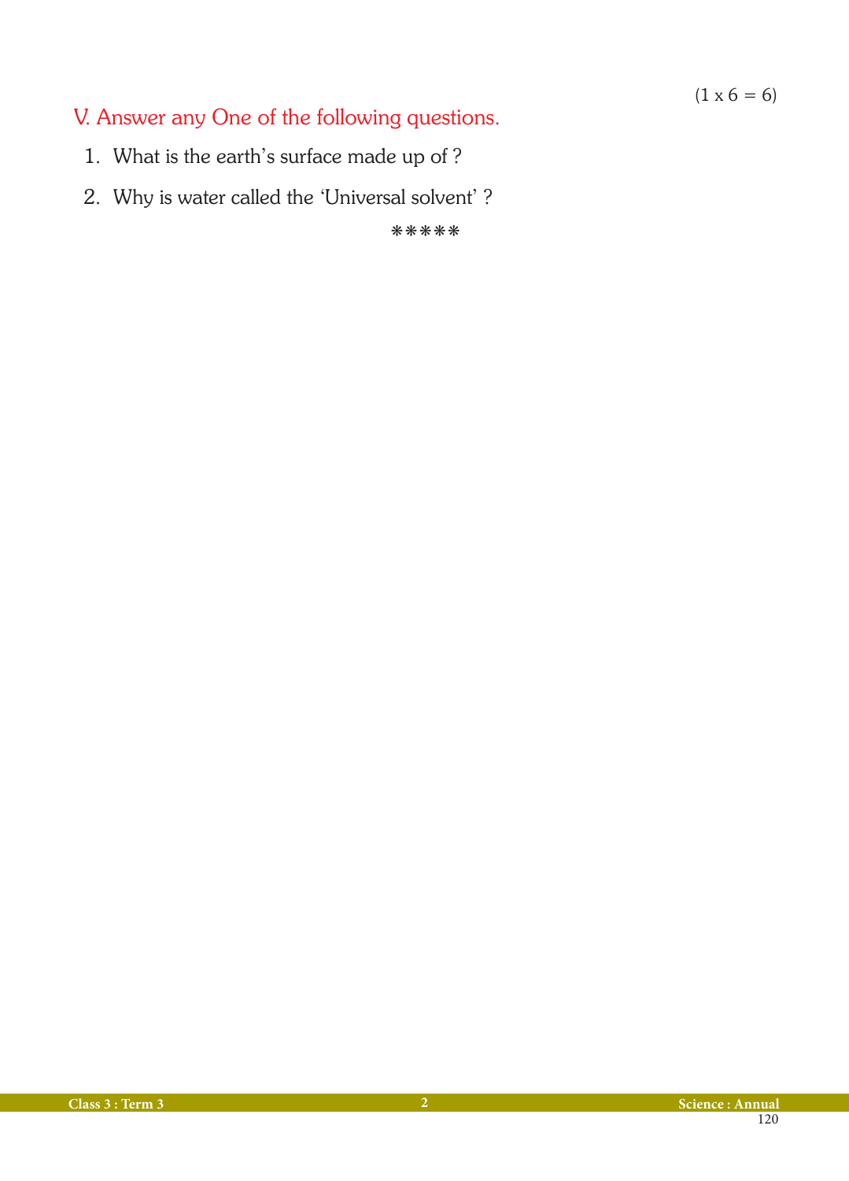(1 x 6 = 6)

## V. Answer any One of the following questions.

1. What is the earth's surface made up of ?
2. Why is water called the 'Universal solvent' ?

*****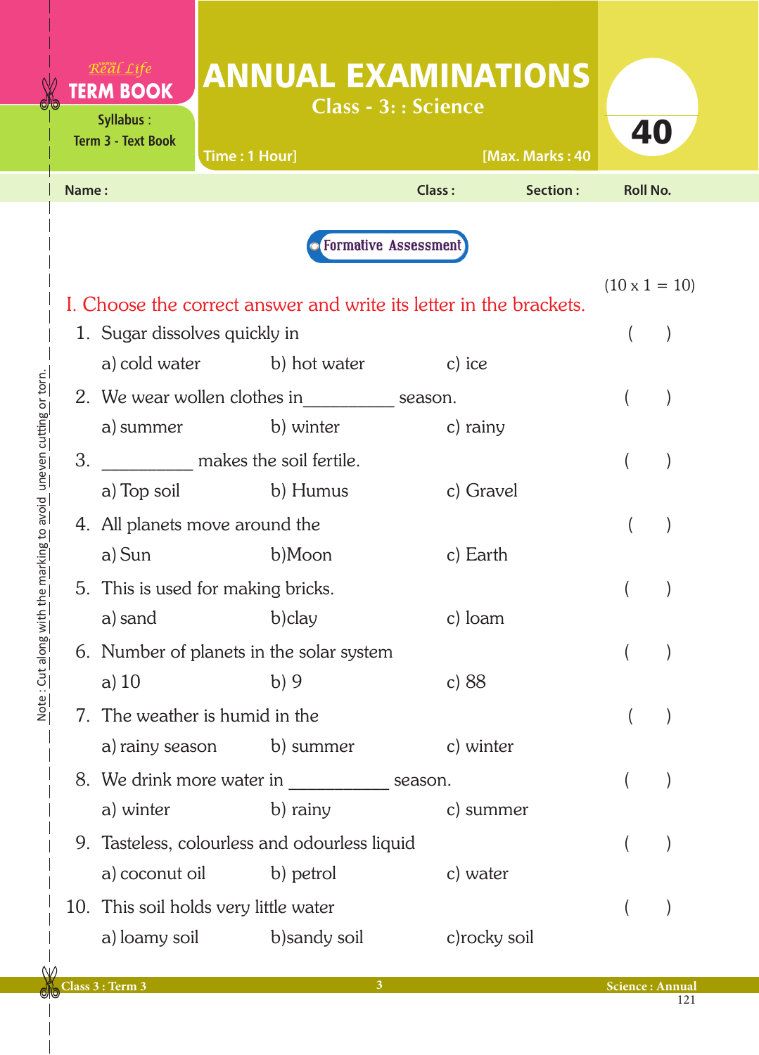Real Life **TERM BOOK**

Syllabus : Term 3 - Text Book

# ANNUAL EXAMINATIONS

## Class - 3: : Science

Time : 1 Hour] [Max. Marks : 40

**40**

Name : Class : Section : Roll No.

**Formative Assessment**

(10 x 1 = 10)

### I. Choose the correct answer and write its letter in the brackets.

1. Sugar dissolves quickly in ( )
   a) cold water b) hot water c) ice
2. We wear wollen clothes in__________ season. ( )
   a) summer b) winter c) rainy
3. __________ makes the soil fertile. ( )
   a) Top soil b) Humus c) Gravel
4. All planets move around the ( )
   a) Sun b)Moon c) Earth
5. This is used for making bricks. ( )
   a) sand b)clay c) loam
6. Number of planets in the solar system ( )
   a) 10 b) 9 c) 88
7. The weather is humid in the ( )
   a) rainy season b) summer c) winter
8. We drink more water in ___________ season. ( )
   a) winter b) rainy c) summer
9. Tasteless, colourless and odourless liquid ( )
   a) coconut oil b) petrol c) water
10. This soil holds very little water ( )
    a) loamy soil b)sandy soil c)rocky soil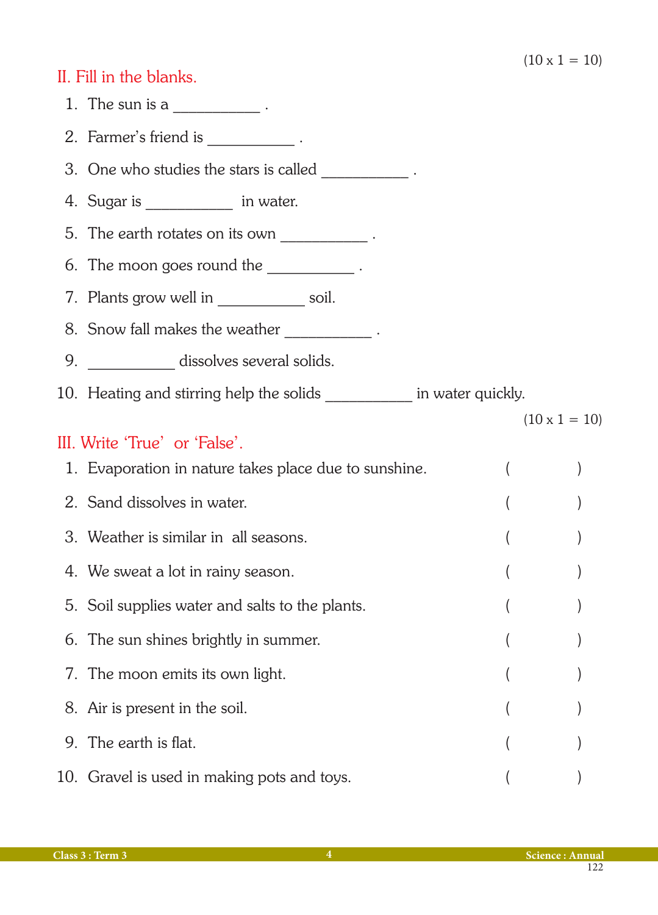(10 x 1 = 10)

## II. Fill in the blanks.

1. The sun is a ___________ .
2. Farmer's friend is ___________ .
3. One who studies the stars is called ___________ .
4. Sugar is ___________ in water.
5. The earth rotates on its own ___________ .
6. The moon goes round the ___________ .
7. Plants grow well in ___________ soil.
8. Snow fall makes the weather ___________ .
9. ___________ dissolves several solids.
10. Heating and stirring help the solids ___________ in water quickly.

(10 x 1 = 10)

## III. Write 'True' or 'False'.

1. Evaporation in nature takes place due to sunshine. (          )
2. Sand dissolves in water. (          )
3. Weather is similar in all seasons. (          )
4. We sweat a lot in rainy season. (          )
5. Soil supplies water and salts to the plants. (          )
6. The sun shines brightly in summer. (          )
7. The moon emits its own light. (          )
8. Air is present in the soil. (          )
9. The earth is flat. (          )
10. Gravel is used in making pots and toys. (          )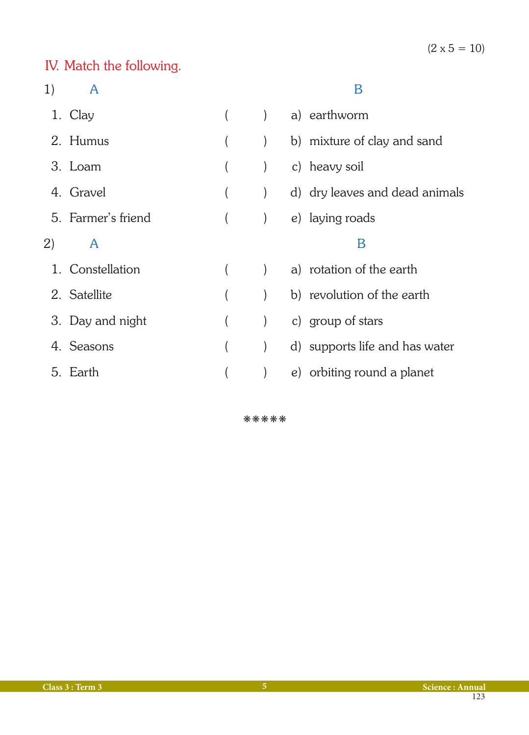(2 x 5 = 10)

## IV. Match the following.

1)

| A | | B |
|---|---|---|
| 1. Clay | ( ) | a) earthworm |
| 2. Humus | ( ) | b) mixture of clay and sand |
| 3. Loam | ( ) | c) heavy soil |
| 4. Gravel | ( ) | d) dry leaves and dead animals |
| 5. Farmer's friend | ( ) | e) laying roads |

2)

| A | | B |
|---|---|---|
| 1. Constellation | ( ) | a) rotation of the earth |
| 2. Satellite | ( ) | b) revolution of the earth |
| 3. Day and night | ( ) | c) group of stars |
| 4. Seasons | ( ) | d) supports life and has water |
| 5. Earth | ( ) | e) orbiting round a planet |

*****